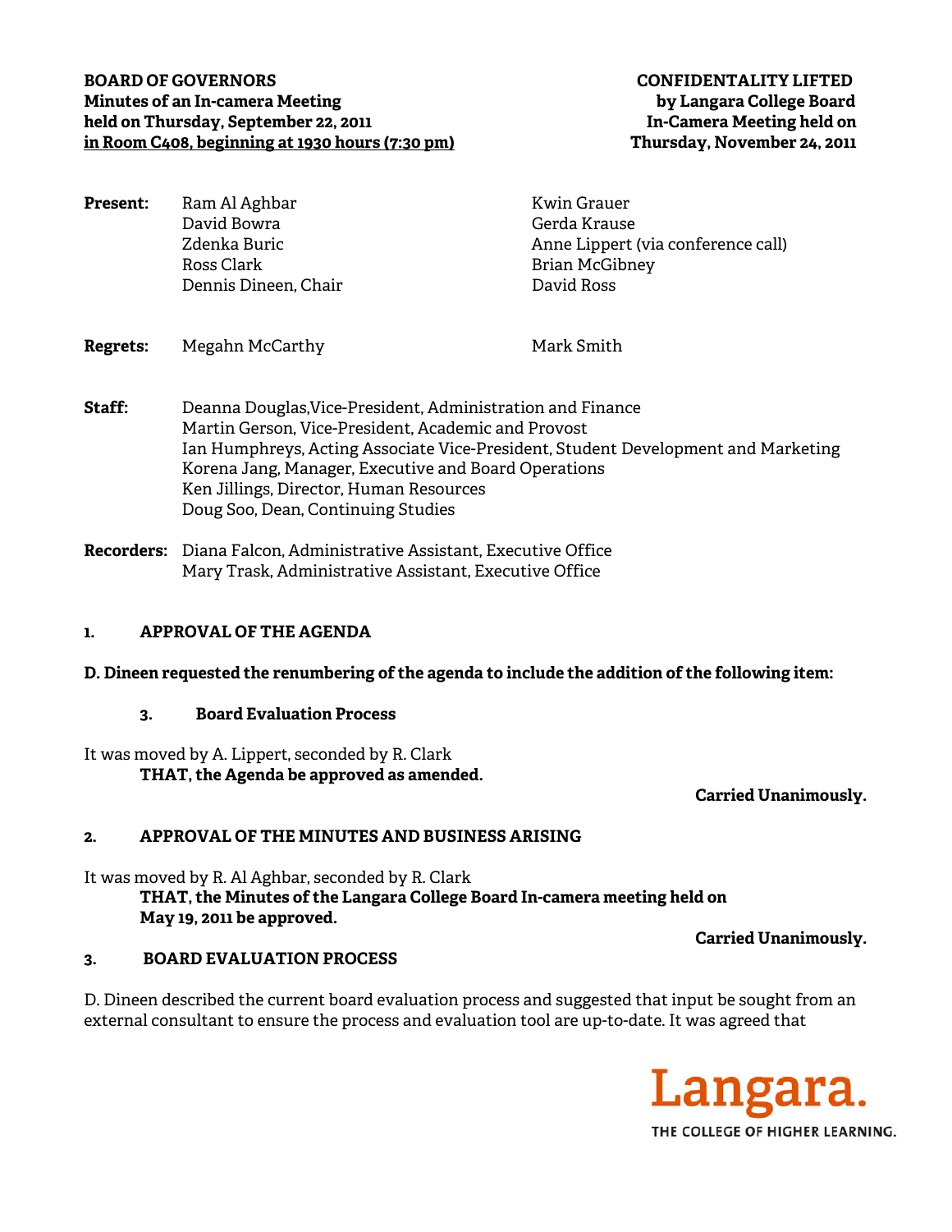**BOARD OF GOVERNORS**
**Minutes of an In-camera Meeting**
**held on Thursday, September 22, 2011**
**in Room C408, beginning at 1930 hours (7:30 pm)**

**CONFIDENTALITY LIFTED**
**by Langara College Board**
**In-Camera Meeting held on**
**Thursday, November 24, 2011**

**Present:** Ram Al Aghbar, David Bowra, Zdenka Buric, Ross Clark, Dennis Dineen, Chair, Kwin Grauer, Gerda Krause, Anne Lippert (via conference call), Brian McGibney, David Ross

**Regrets:** Megahn McCarthy, Mark Smith

**Staff:** Deanna Douglas,Vice-President, Administration and Finance
Martin Gerson, Vice-President, Academic and Provost
Ian Humphreys, Acting Associate Vice-President, Student Development and Marketing
Korena Jang, Manager, Executive and Board Operations
Ken Jillings, Director, Human Resources
Doug Soo, Dean, Continuing Studies

**Recorders:** Diana Falcon, Administrative Assistant, Executive Office
Mary Trask, Administrative Assistant, Executive Office

## 1. APPROVAL OF THE AGENDA

**D. Dineen requested the renumbering of the agenda to include the addition of the following item:**

**3. Board Evaluation Process**

It was moved by A. Lippert, seconded by R. Clark
**THAT, the Agenda be approved as amended.**

**Carried Unanimously.**

## 2. APPROVAL OF THE MINUTES AND BUSINESS ARISING

It was moved by R. Al Aghbar, seconded by R. Clark
**THAT, the Minutes of the Langara College Board In-camera meeting held on May 19, 2011 be approved.**

**Carried Unanimously.**

## 3. BOARD EVALUATION PROCESS

D. Dineen described the current board evaluation process and suggested that input be sought from an external consultant to ensure the process and evaluation tool are up-to-date. It was agreed that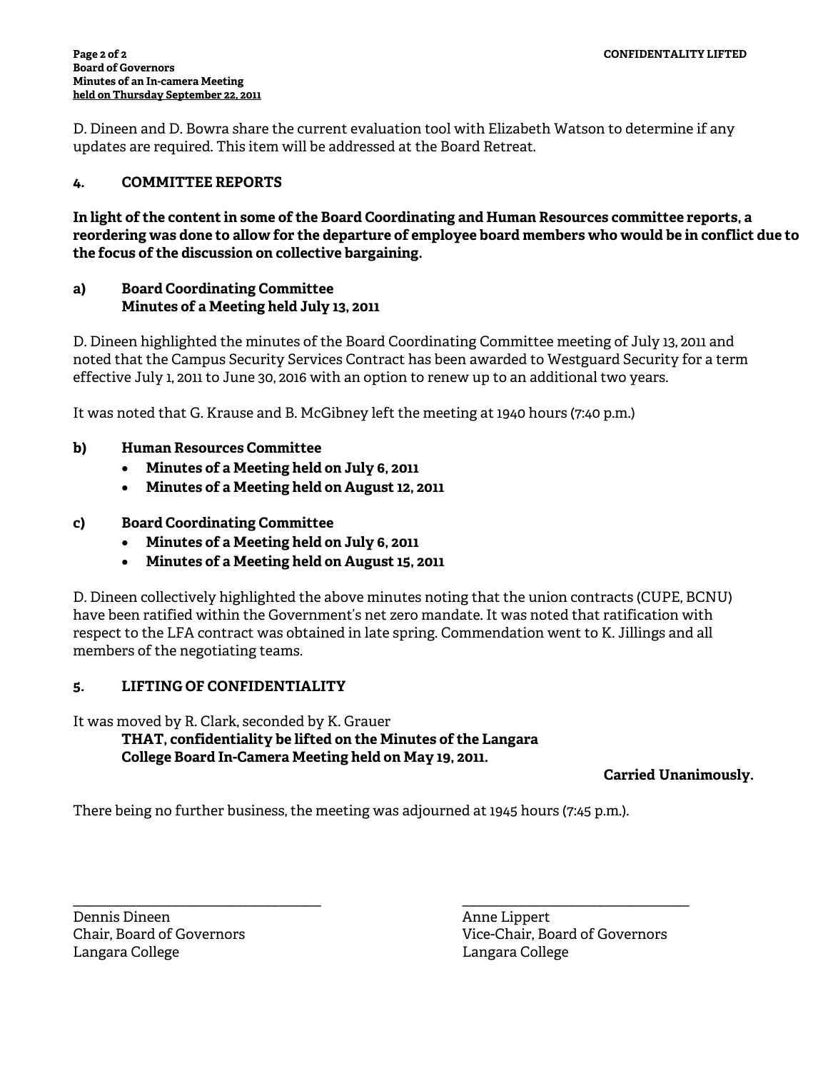D. Dineen and D. Bowra share the current evaluation tool with Elizabeth Watson to determine if any updates are required. This item will be addressed at the Board Retreat.

## 4. COMMITTEE REPORTS

**In light of the content in some of the Board Coordinating and Human Resources committee reports, a reordering was done to allow for the departure of employee board members who would be in conflict due to the focus of the discussion on collective bargaining.**

### a) Board Coordinating Committee
**Minutes of a Meeting held July 13, 2011**

D. Dineen highlighted the minutes of the Board Coordinating Committee meeting of July 13, 2011 and noted that the Campus Security Services Contract has been awarded to Westguard Security for a term effective July 1, 2011 to June 30, 2016 with an option to renew up to an additional two years.

It was noted that G. Krause and B. McGibney left the meeting at 1940 hours (7:40 p.m.)

### b) Human Resources Committee

- **Minutes of a Meeting held on July 6, 2011**
- **Minutes of a Meeting held on August 12, 2011**

### c) Board Coordinating Committee

- **Minutes of a Meeting held on July 6, 2011**
- **Minutes of a Meeting held on August 15, 2011**

D. Dineen collectively highlighted the above minutes noting that the union contracts (CUPE, BCNU) have been ratified within the Government's net zero mandate. It was noted that ratification with respect to the LFA contract was obtained in late spring. Commendation went to K. Jillings and all members of the negotiating teams.

## 5. LIFTING OF CONFIDENTIALITY

It was moved by R. Clark, seconded by K. Grauer

**THAT, confidentiality be lifted on the Minutes of the Langara College Board In-Camera Meeting held on May 19, 2011.**

**Carried Unanimously.**

There being no further business, the meeting was adjourned at 1945 hours (7:45 p.m.).

\_\_\_\_\_\_\_\_\_\_\_\_\_\_\_\_\_\_\_\_\_\_\_\_\_\_\_\_\_\_\_\_
Dennis Dineen
Chair, Board of Governors
Langara College

\_\_\_\_\_\_\_\_\_\_\_\_\_\_\_\_\_\_\_\_\_\_\_\_\_\_\_\_\_\_\_\_
Anne Lippert
Vice-Chair, Board of Governors
Langara College